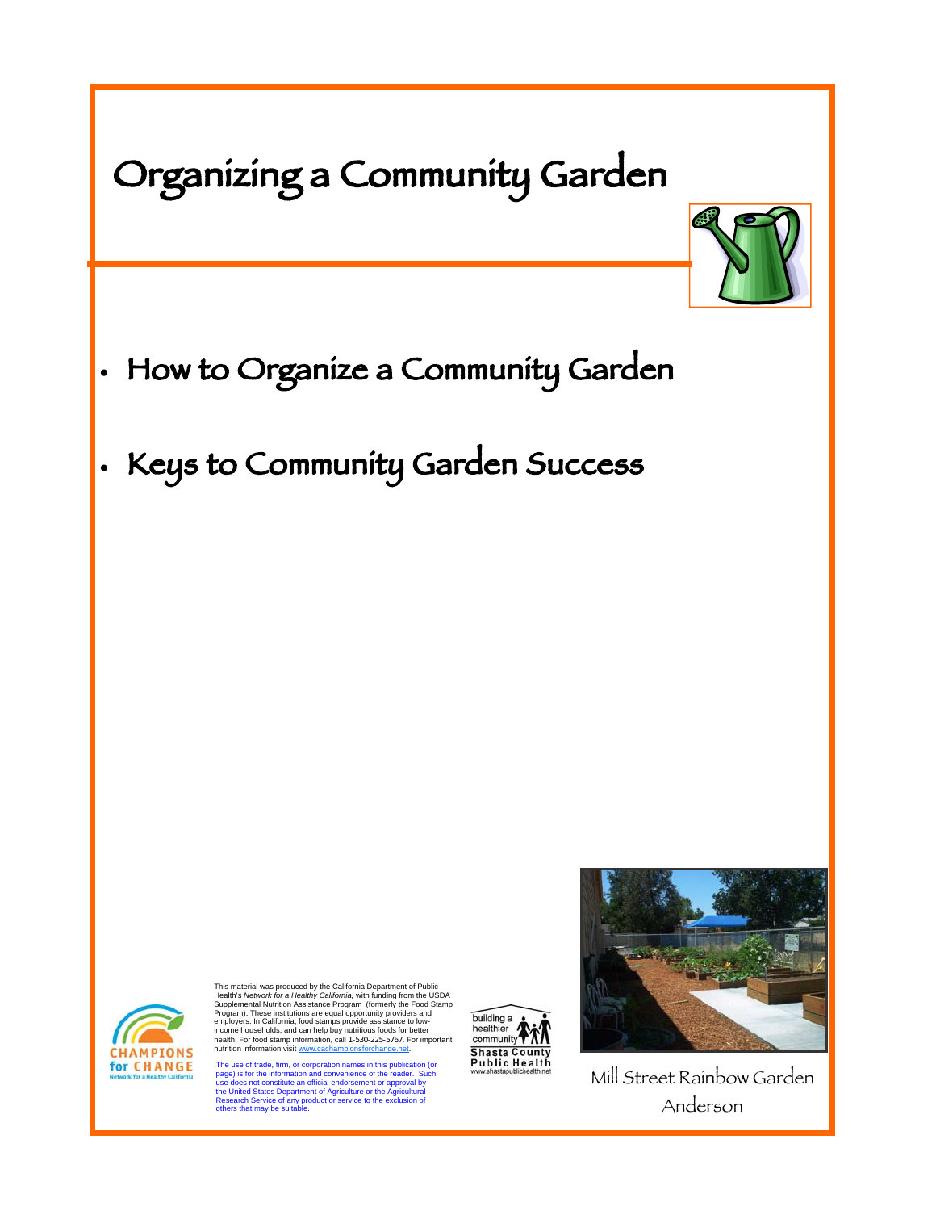# Organizing a Community Garden

- ## How to Organize a Community Garden
- ## Keys to Community Garden Success

This material was produced by the California Department of Public Health's *Network for a Healthy California*, with funding from the USDA Supplemental Nutrition Assistance Program (formerly the Food Stamp Program). These institutions are equal opportunity providers and employers. In California, food stamps provide assistance to low-income households, and can help buy nutritious foods for better health. For food stamp information, call 1-530-225-5767. For important nutrition information visit www.cachampionsforchange.net.

The use of trade, firm, or corporation names in this publication (or page) is for the information and convenience of the reader. Such use does not constitute an official endorsement or approval by the United States Department of Agriculture or the Agricultural Research Service of any product or service to the exclusion of others that may be suitable.

CHAMPIONS for CHANGE
Network for a Healthy California

building a healthier community
Shasta County Public Health
www.shastapublichealth.net

Mill Street Rainbow Garden
Anderson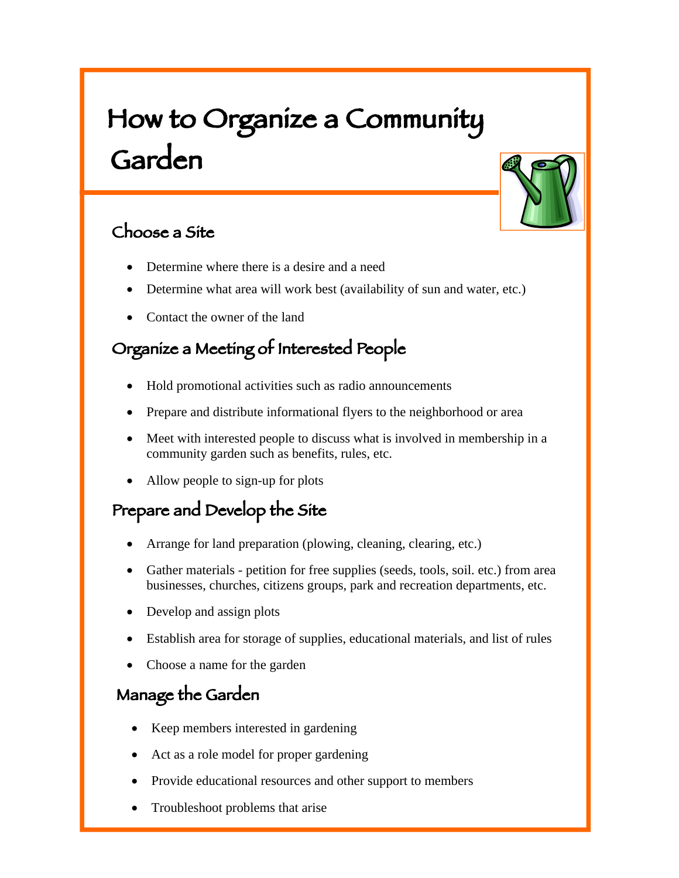# How to Organize a Community Garden

## Choose a Site

- Determine where there is a desire and a need
- Determine what area will work best (availability of sun and water, etc.)
- Contact the owner of the land

## Organize a Meeting of Interested People

- Hold promotional activities such as radio announcements
- Prepare and distribute informational flyers to the neighborhood or area
- Meet with interested people to discuss what is involved in membership in a community garden such as benefits, rules, etc.
- Allow people to sign-up for plots

## Prepare and Develop the Site

- Arrange for land preparation (plowing, cleaning, clearing, etc.)
- Gather materials - petition for free supplies (seeds, tools, soil. etc.) from area businesses, churches, citizens groups, park and recreation departments, etc.
- Develop and assign plots
- Establish area for storage of supplies, educational materials, and list of rules
- Choose a name for the garden

## Manage the Garden

- Keep members interested in gardening
- Act as a role model for proper gardening
- Provide educational resources and other support to members
- Troubleshoot problems that arise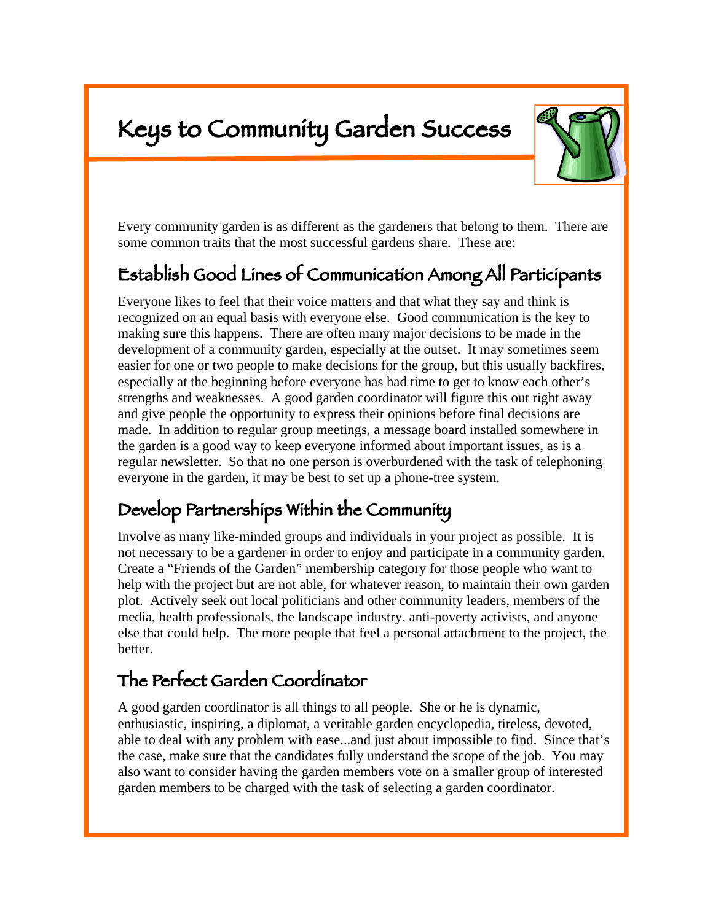# Keys to Community Garden Success

Every community garden is as different as the gardeners that belong to them. There are some common traits that the most successful gardens share. These are:

## Establish Good Lines of Communication Among All Participants

Everyone likes to feel that their voice matters and that what they say and think is recognized on an equal basis with everyone else. Good communication is the key to making sure this happens. There are often many major decisions to be made in the development of a community garden, especially at the outset. It may sometimes seem easier for one or two people to make decisions for the group, but this usually backfires, especially at the beginning before everyone has had time to get to know each other's strengths and weaknesses. A good garden coordinator will figure this out right away and give people the opportunity to express their opinions before final decisions are made. In addition to regular group meetings, a message board installed somewhere in the garden is a good way to keep everyone informed about important issues, as is a regular newsletter. So that no one person is overburdened with the task of telephoning everyone in the garden, it may be best to set up a phone-tree system.

## Develop Partnerships Within the Community

Involve as many like-minded groups and individuals in your project as possible. It is not necessary to be a gardener in order to enjoy and participate in a community garden. Create a "Friends of the Garden" membership category for those people who want to help with the project but are not able, for whatever reason, to maintain their own garden plot. Actively seek out local politicians and other community leaders, members of the media, health professionals, the landscape industry, anti-poverty activists, and anyone else that could help. The more people that feel a personal attachment to the project, the better.

## The Perfect Garden Coordinator

A good garden coordinator is all things to all people. She or he is dynamic, enthusiastic, inspiring, a diplomat, a veritable garden encyclopedia, tireless, devoted, able to deal with any problem with ease...and just about impossible to find. Since that's the case, make sure that the candidates fully understand the scope of the job. You may also want to consider having the garden members vote on a smaller group of interested garden members to be charged with the task of selecting a garden coordinator.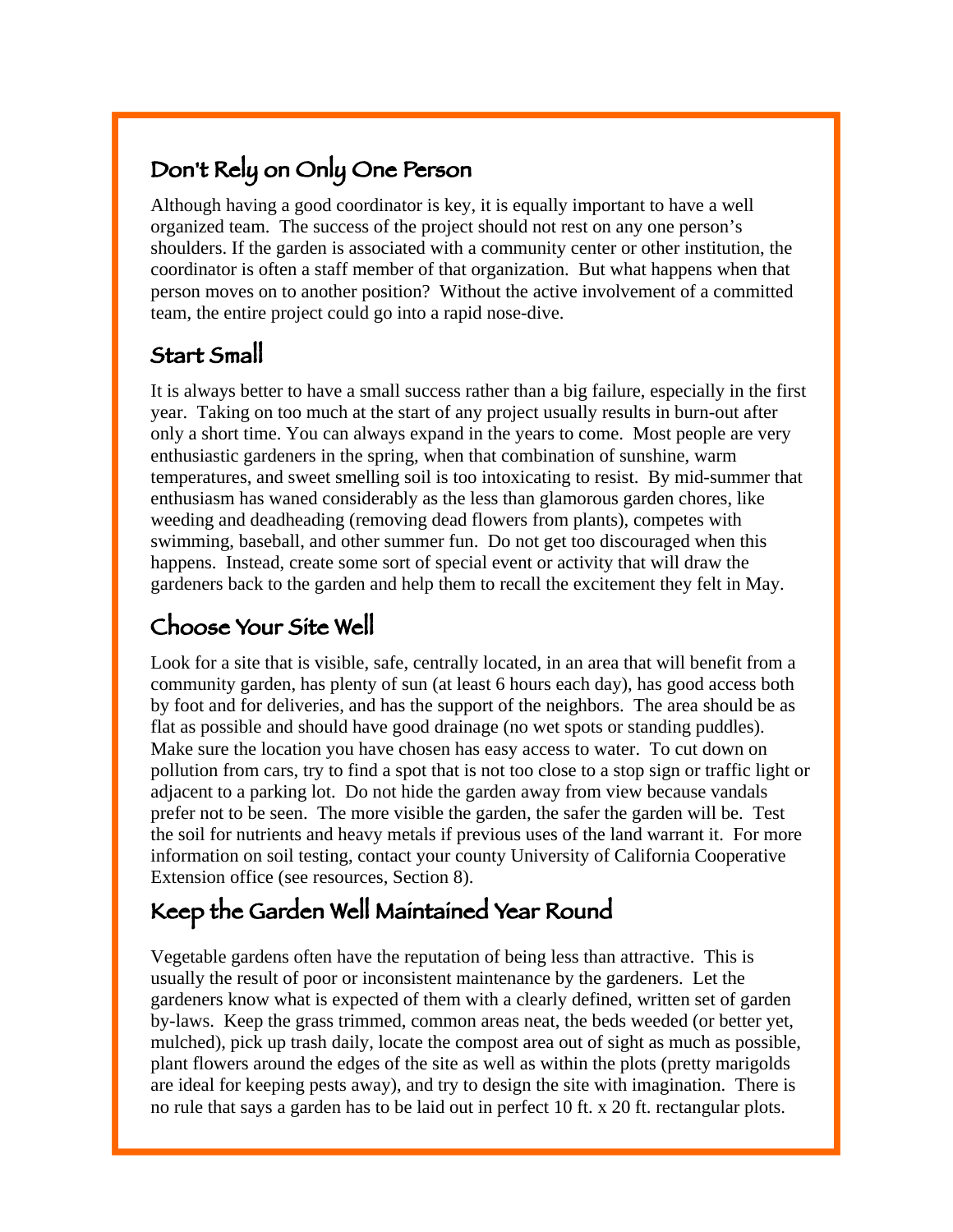## Don't Rely on Only One Person

Although having a good coordinator is key, it is equally important to have a well organized team. The success of the project should not rest on any one person's shoulders. If the garden is associated with a community center or other institution, the coordinator is often a staff member of that organization. But what happens when that person moves on to another position? Without the active involvement of a committed team, the entire project could go into a rapid nose-dive.

## Start Small

It is always better to have a small success rather than a big failure, especially in the first year. Taking on too much at the start of any project usually results in burn-out after only a short time. You can always expand in the years to come. Most people are very enthusiastic gardeners in the spring, when that combination of sunshine, warm temperatures, and sweet smelling soil is too intoxicating to resist. By mid-summer that enthusiasm has waned considerably as the less than glamorous garden chores, like weeding and deadheading (removing dead flowers from plants), competes with swimming, baseball, and other summer fun. Do not get too discouraged when this happens. Instead, create some sort of special event or activity that will draw the gardeners back to the garden and help them to recall the excitement they felt in May.

## Choose Your Site Well

Look for a site that is visible, safe, centrally located, in an area that will benefit from a community garden, has plenty of sun (at least 6 hours each day), has good access both by foot and for deliveries, and has the support of the neighbors. The area should be as flat as possible and should have good drainage (no wet spots or standing puddles). Make sure the location you have chosen has easy access to water. To cut down on pollution from cars, try to find a spot that is not too close to a stop sign or traffic light or adjacent to a parking lot. Do not hide the garden away from view because vandals prefer not to be seen. The more visible the garden, the safer the garden will be. Test the soil for nutrients and heavy metals if previous uses of the land warrant it. For more information on soil testing, contact your county University of California Cooperative Extension office (see resources, Section 8).

## Keep the Garden Well Maintained Year Round

Vegetable gardens often have the reputation of being less than attractive. This is usually the result of poor or inconsistent maintenance by the gardeners. Let the gardeners know what is expected of them with a clearly defined, written set of garden by-laws. Keep the grass trimmed, common areas neat, the beds weeded (or better yet, mulched), pick up trash daily, locate the compost area out of sight as much as possible, plant flowers around the edges of the site as well as within the plots (pretty marigolds are ideal for keeping pests away), and try to design the site with imagination. There is no rule that says a garden has to be laid out in perfect 10 ft. x 20 ft. rectangular plots.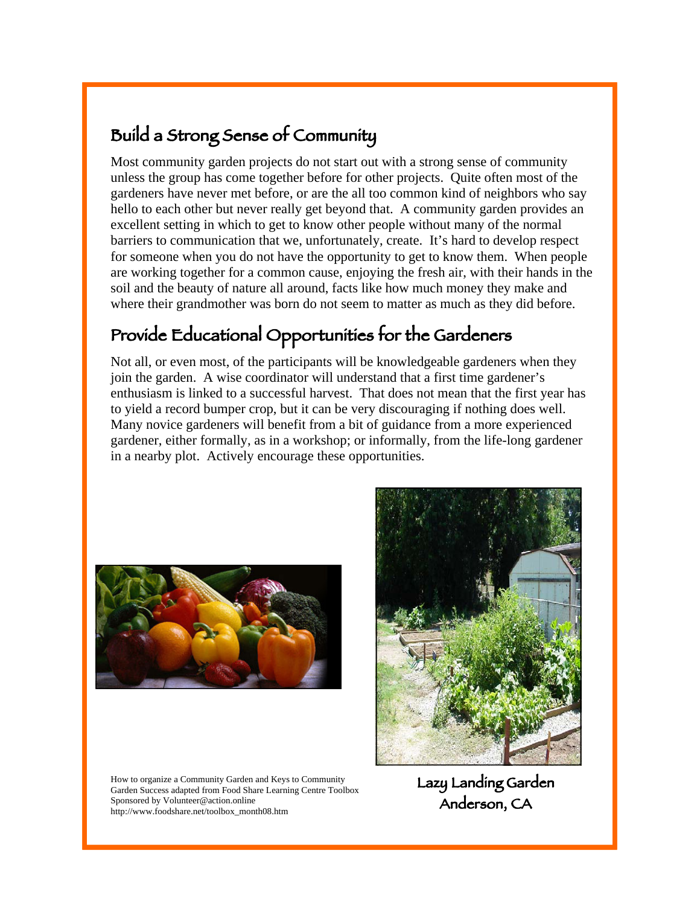## Build a Strong Sense of Community

Most community garden projects do not start out with a strong sense of community unless the group has come together before for other projects. Quite often most of the gardeners have never met before, or are the all too common kind of neighbors who say hello to each other but never really get beyond that. A community garden provides an excellent setting in which to get to know other people without many of the normal barriers to communication that we, unfortunately, create. It's hard to develop respect for someone when you do not have the opportunity to get to know them. When people are working together for a common cause, enjoying the fresh air, with their hands in the soil and the beauty of nature all around, facts like how much money they make and where their grandmother was born do not seem to matter as much as they did before.

## Provide Educational Opportunities for the Gardeners

Not all, or even most, of the participants will be knowledgeable gardeners when they join the garden. A wise coordinator will understand that a first time gardener's enthusiasm is linked to a successful harvest. That does not mean that the first year has to yield a record bumper crop, but it can be very discouraging if nothing does well. Many novice gardeners will benefit from a bit of guidance from a more experienced gardener, either formally, as in a workshop; or informally, from the life-long gardener in a nearby plot. Actively encourage these opportunities.

Lazy Landing Garden
Anderson, CA

How to organize a Community Garden and Keys to Community Garden Success adapted from Food Share Learning Centre Toolbox
Sponsored by Volunteer@action.online
http://www.foodshare.net/toolbox_month08.htm